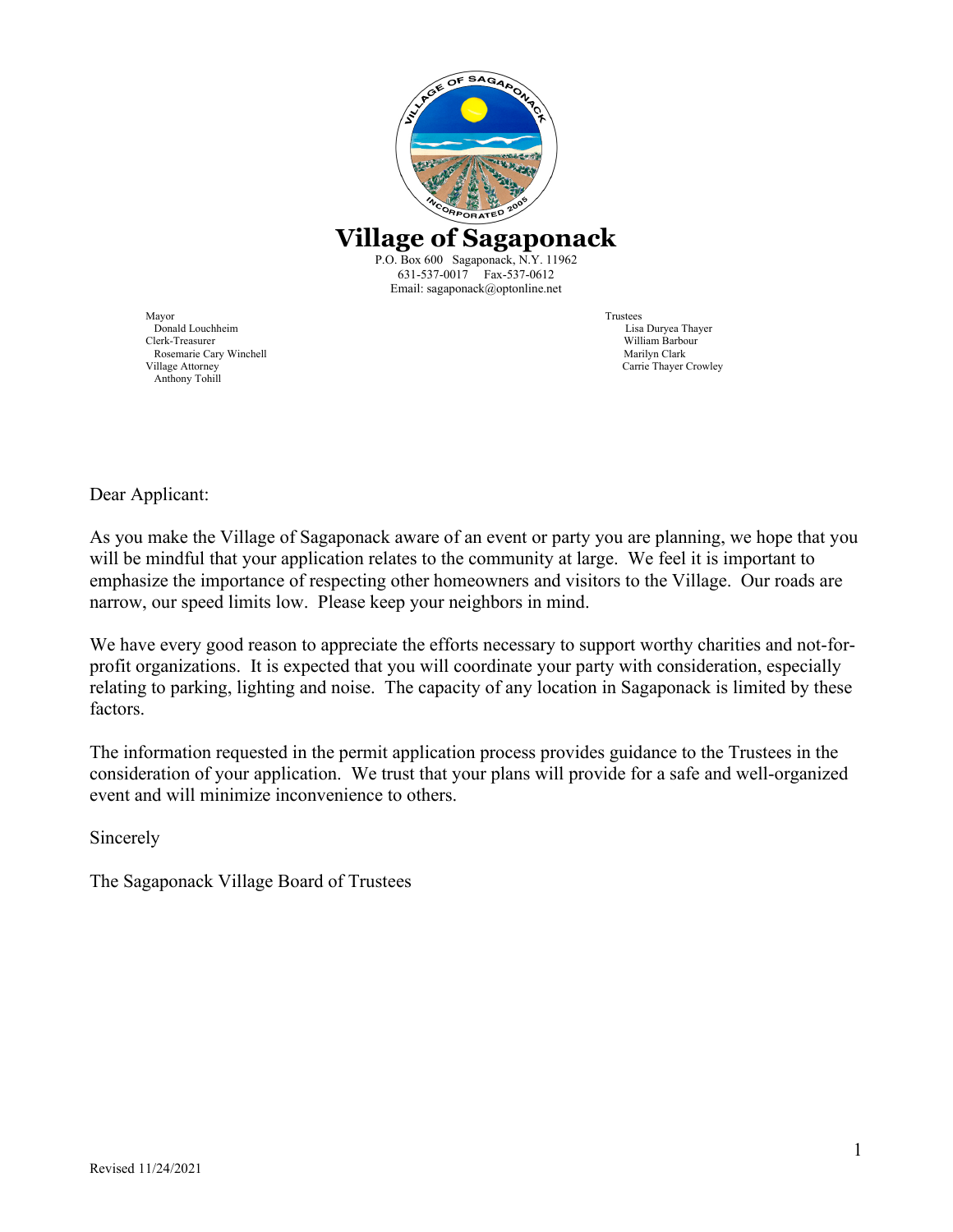# Village of Sagaponack

P.O. Box 600 Sagaponack, N.Y. 11962
631-537-0017 Fax-537-0612
Email: sagaponack@optonline.net

Mayor
Donald Louchheim
Clerk-Treasurer
Rosemarie Cary Winchell
Village Attorney
Anthony Tohill

Trustees
Lisa Duryea Thayer
William Barbour
Marilyn Clark
Carrie Thayer Crowley

Dear Applicant:

As you make the Village of Sagaponack aware of an event or party you are planning, we hope that you will be mindful that your application relates to the community at large. We feel it is important to emphasize the importance of respecting other homeowners and visitors to the Village. Our roads are narrow, our speed limits low. Please keep your neighbors in mind.

We have every good reason to appreciate the efforts necessary to support worthy charities and not-for-profit organizations. It is expected that you will coordinate your party with consideration, especially relating to parking, lighting and noise. The capacity of any location in Sagaponack is limited by these factors.

The information requested in the permit application process provides guidance to the Trustees in the consideration of your application. We trust that your plans will provide for a safe and well-organized event and will minimize inconvenience to others.

Sincerely

The Sagaponack Village Board of Trustees

Revised 11/24/2021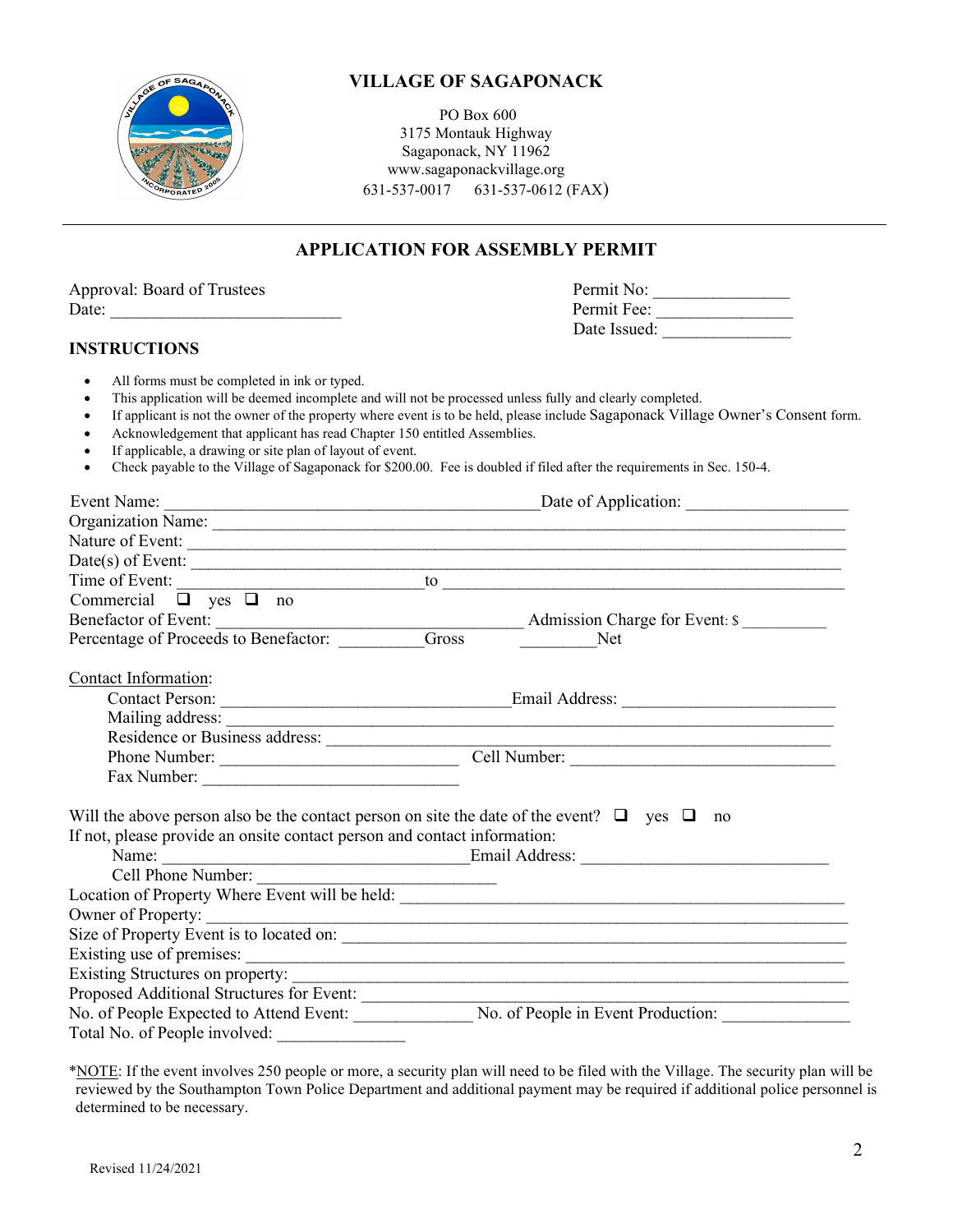# VILLAGE OF SAGAPONACK

PO Box 600
3175 Montauk Highway
Sagaponack, NY 11962
www.sagaponackvillage.org
631-537-0017 631-537-0612 (FAX)

---

## APPLICATION FOR ASSEMBLY PERMIT

Approval: Board of Trustees
Date: ___________________________

Permit No: _______________
Permit Fee: _______________
Date Issued: _______________

### INSTRUCTIONS

- All forms must be completed in ink or typed.
- This application will be deemed incomplete and will not be processed unless fully and clearly completed.
- If applicant is not the owner of the property where event is to be held, please include Sagaponack Village Owner's Consent form.
- Acknowledgement that applicant has read Chapter 150 entitled Assemblies.
- If applicable, a drawing or site plan of layout of event.
- Check payable to the Village of Sagaponack for $200.00. Fee is doubled if filed after the requirements in Sec. 150-4.

Event Name: ____________________________________________ Date of Application: ___________________
Organization Name: ____________________________________________________________________________
Nature of Event: ______________________________________________________________________________
Date(s) of Event: ______________________________________________________________________________
Time of Event: ___________________________ to ____________________________________________
Commercial ☐ yes ☐ no
Benefactor of Event: ____________________________________ Admission Charge for Event: $ __________
Percentage of Proceeds to Benefactor: __________Gross __________Net

Contact Information:

Contact Person: __________________________________Email Address: ________________________
Mailing address: ___________________________________________________________________________
Residence or Business address: ________________________________________________________________
Phone Number: ____________________________ Cell Number: ______________________________
Fax Number: ______________________________

Will the above person also be the contact person on site the date of the event? ☐ yes ☐ no
If not, please provide an onsite contact person and contact information:

Name: ____________________________________Email Address: ____________________________
Cell Phone Number: ____________________________

Location of Property Where Event will be held: ______________________________________________________
Owner of Property: _______________________________________________________________________________
Size of Property Event is to located on: _____________________________________________________________
Existing use of premises: _________________________________________________________________________
Existing Structures on property: ___________________________________________________________________
Proposed Additional Structures for Event: ___________________________________________________________
No. of People Expected to Attend Event: ______________ No. of People in Event Production: ______________
Total No. of People involved: ______________

*NOTE: If the event involves 250 people or more, a security plan will need to be filed with the Village. The security plan will be reviewed by the Southampton Town Police Department and additional payment may be required if additional police personnel is determined to be necessary.

Revised 11/24/2021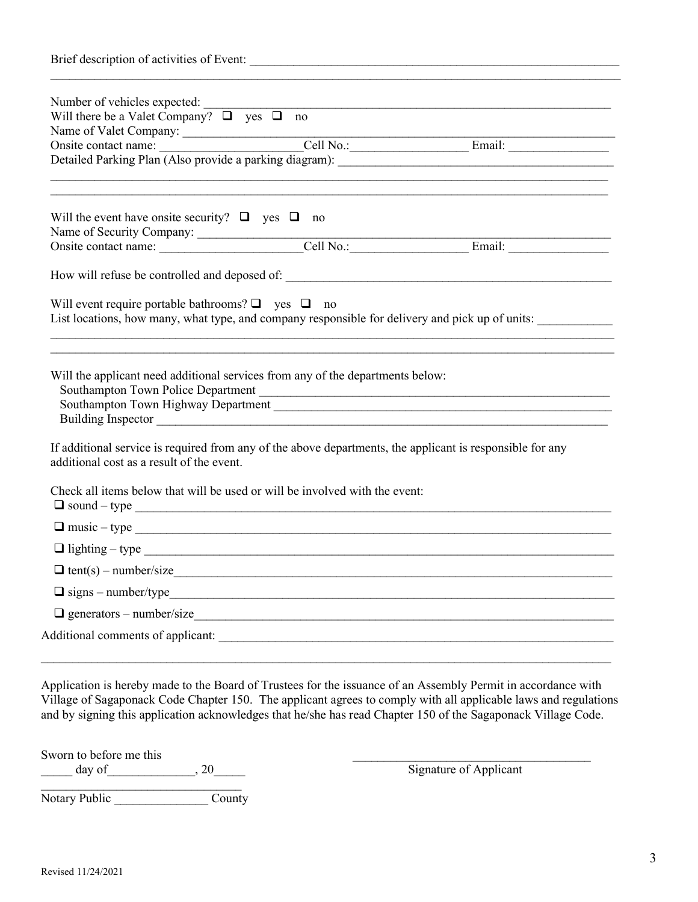Brief description of activities of Event: ___________________________________________________________
_____________________________________________________________________________________

Number of vehicles expected: _________________________________________________________________

Will there be a Valet Company? ☐ yes ☐ no

Name of Valet Company: ____________________________________________________________________

Onsite contact name: ______________________Cell No.:__________________ Email: ________________

Detailed Parking Plan (Also provide a parking diagram): ____________________________________________
_____________________________________________________________________________________
_____________________________________________________________________________________

Will the event have onsite security? ☐ yes ☐ no

Name of Security Company: _________________________________________________________________

Onsite contact name: ______________________Cell No.:__________________ Email: ________________

How will refuse be controlled and deposed of: ____________________________________________________

Will event require portable bathrooms? ☐ yes ☐ no

List locations, how many, what type, and company responsible for delivery and pick up of units: ___________
_____________________________________________________________________________________
_____________________________________________________________________________________

Will the applicant need additional services from any of the departments below:

Southampton Town Police Department ___________________________________________________________

Southampton Town Highway Department _________________________________________________________

Building Inspector _________________________________________________________________________

If additional service is required from any of the above departments, the applicant is responsible for any additional cost as a result of the event.

Check all items below that will be used or will be involved with the event:

☐ sound – type ____________________________________________________________________________

☐ music – type ____________________________________________________________________________

☐ lighting – type ___________________________________________________________________________

☐ tent(s) – number/size______________________________________________________________________

☐ signs – number/type_______________________________________________________________________

☐ generators – number/size___________________________________________________________________

Additional comments of applicant: _______________________________________________________________
_____________________________________________________________________________________

Application is hereby made to the Board of Trustees for the issuance of an Assembly Permit in accordance with Village of Sagaponack Code Chapter 150. The applicant agrees to comply with all applicable laws and regulations and by signing this application acknowledges that he/she has read Chapter 150 of the Sagaponack Village Code.

Sworn to before me this

_____ day of______________, 20_____

________________________________

Notary Public _______________ County

______________________________________

Signature of Applicant

Revised 11/24/2021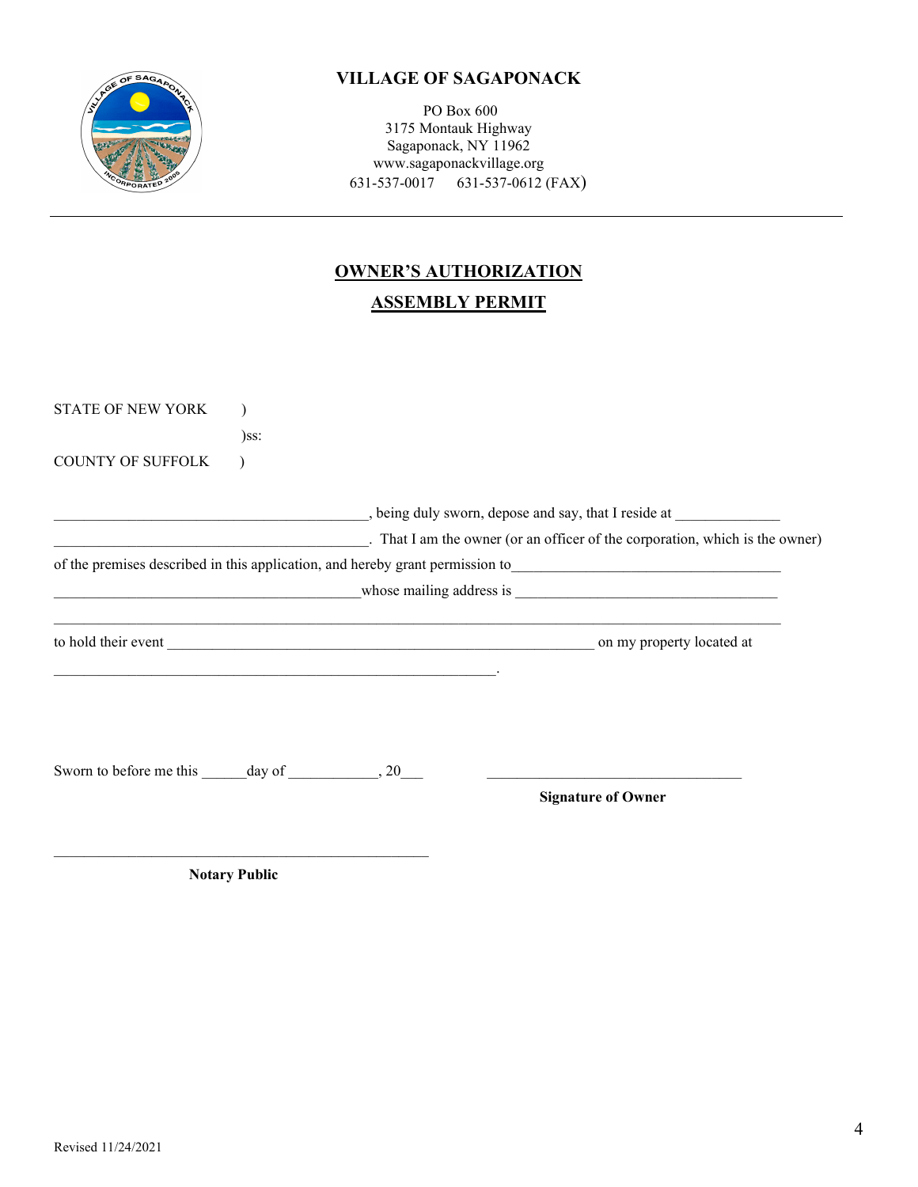# VILLAGE OF SAGAPONACK

PO Box 600
3175 Montauk Highway
Sagaponack, NY 11962
www.sagaponackvillage.org
631-537-0017 631-537-0612 (FAX)

---

## OWNER'S AUTHORIZATION

## ASSEMBLY PERMIT

STATE OF NEW YORK )
)ss:
COUNTY OF SUFFOLK )

__________________________________________, being duly sworn, depose and say, that I reside at ______________ __________________________________________. That I am the owner (or an officer of the corporation, which is the owner) of the premises described in this application, and hereby grant permission to____________________________________ ________________________________________whose mailing address is ___________________________________ __________________________________________________________________________________________________

to hold their event ________________________________________________________ on my property located at __________________________________________________________.

Sworn to before me this ______day of ____________, 20___

__________________________________
**Signature of Owner**

__________________________________________________
**Notary Public**

Revised 11/24/2021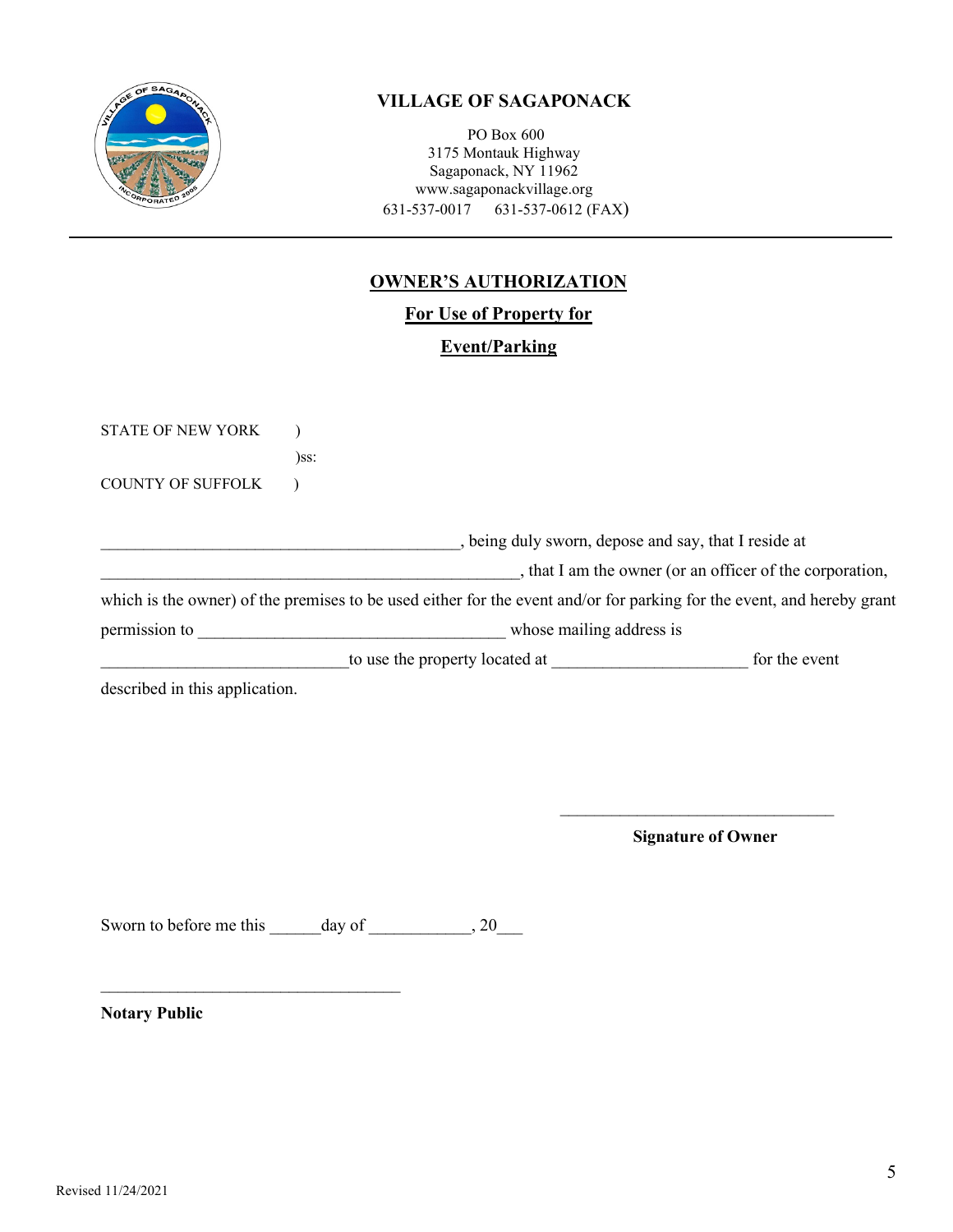**VILLAGE OF SAGAPONACK**

PO Box 600
3175 Montauk Highway
Sagaponack, NY 11962
www.sagaponackvillage.org
631-537-0017 631-537-0612 (FAX)

---

## OWNER'S AUTHORIZATION

### For Use of Property for

### Event/Parking

STATE OF NEW YORK )
)ss:
COUNTY OF SUFFOLK )

__________________________________________, being duly sworn, depose and say, that I reside at ________________________________________________, that I am the owner (or an officer of the corporation, which is the owner) of the premises to be used either for the event and/or for parking for the event, and hereby grant permission to ___________________________________ whose mailing address is ____________________________to use the property located at ______________________ for the event described in this application.

________________________________
**Signature of Owner**

Sworn to before me this ______day of ___________, 20___

___________________________________
**Notary Public**

Revised 11/24/2021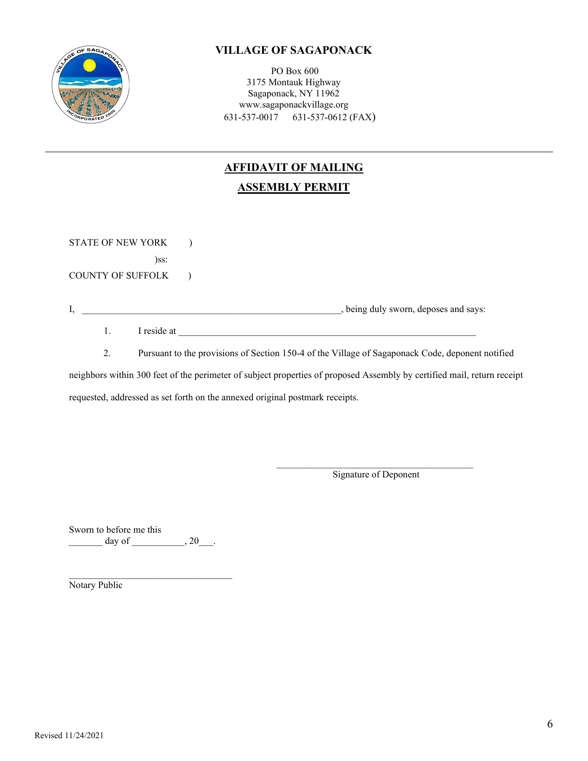# VILLAGE OF SAGAPONACK

PO Box 600
3175 Montauk Highway
Sagaponack, NY 11962
www.sagaponackvillage.org
631-537-0017     631-537-0612 (FAX)

---

## AFFIDAVIT OF MAILING

## ASSEMBLY PERMIT

STATE OF NEW YORK )
)ss:
COUNTY OF SUFFOLK )

I, ______________________________________________________, being duly sworn, deposes and says:

1. I reside at ______________________________________________________________

2. Pursuant to the provisions of Section 150-4 of the Village of Sagaponack Code, deponent notified neighbors within 300 feet of the perimeter of subject properties of proposed Assembly by certified mail, return receipt requested, addressed as set forth on the annexed original postmark receipts.

_________________________________________
Signature of Deponent

Sworn to before me this
_______ day of ___________, 20___.

_________________________________
Notary Public

Revised 11/24/2021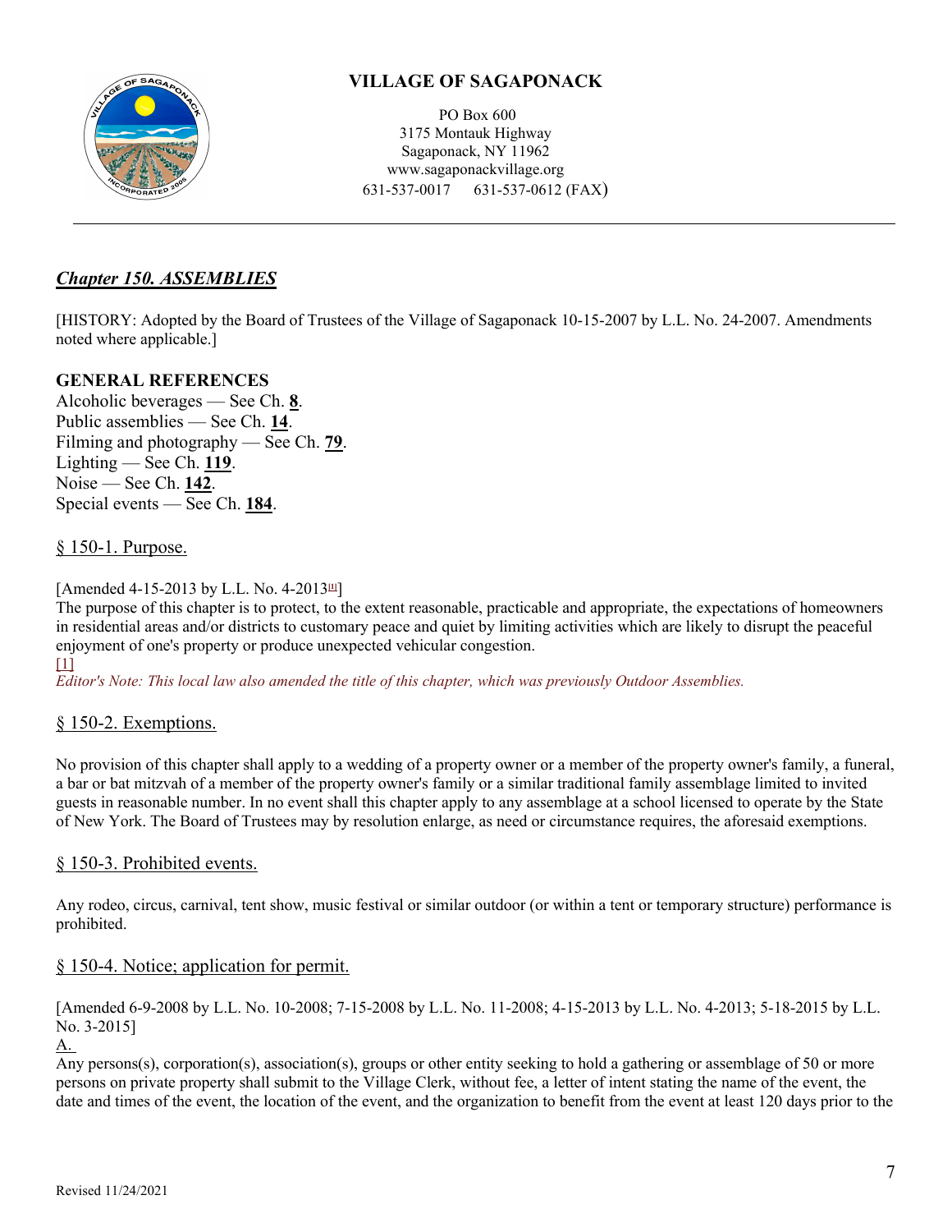# VILLAGE OF SAGAPONACK

PO Box 600
3175 Montauk Highway
Sagaponack, NY 11962
www.sagaponackvillage.org
631-537-0017     631-537-0612 (FAX)

---

## *Chapter 150. ASSEMBLIES*

[HISTORY: Adopted by the Board of Trustees of the Village of Sagaponack 10-15-2007 by L.L. No. 24-2007. Amendments noted where applicable.]

**GENERAL REFERENCES**

Alcoholic beverages — See Ch. **8**.
Public assemblies — See Ch. **14**.
Filming and photography — See Ch. **79**.
Lighting — See Ch. **119**.
Noise — See Ch. **142**.
Special events — See Ch. **184**.

### § 150-1. Purpose.

[Amended 4-15-2013 by L.L. No. 4-2013[1]]
The purpose of this chapter is to protect, to the extent reasonable, practicable and appropriate, the expectations of homeowners in residential areas and/or districts to customary peace and quiet by limiting activities which are likely to disrupt the peaceful enjoyment of one's property or produce unexpected vehicular congestion.

[1]
*Editor's Note: This local law also amended the title of this chapter, which was previously Outdoor Assemblies.*

### § 150-2. Exemptions.

No provision of this chapter shall apply to a wedding of a property owner or a member of the property owner's family, a funeral, a bar or bat mitzvah of a member of the property owner's family or a similar traditional family assemblage limited to invited guests in reasonable number. In no event shall this chapter apply to any assemblage at a school licensed to operate by the State of New York. The Board of Trustees may by resolution enlarge, as need or circumstance requires, the aforesaid exemptions.

### § 150-3. Prohibited events.

Any rodeo, circus, carnival, tent show, music festival or similar outdoor (or within a tent or temporary structure) performance is prohibited.

### § 150-4. Notice; application for permit.

[Amended 6-9-2008 by L.L. No. 10-2008; 7-15-2008 by L.L. No. 11-2008; 4-15-2013 by L.L. No. 4-2013; 5-18-2015 by L.L. No. 3-2015]

A.
Any persons(s), corporation(s), association(s), groups or other entity seeking to hold a gathering or assemblage of 50 or more persons on private property shall submit to the Village Clerk, without fee, a letter of intent stating the name of the event, the date and times of the event, the location of the event, and the organization to benefit from the event at least 120 days prior to the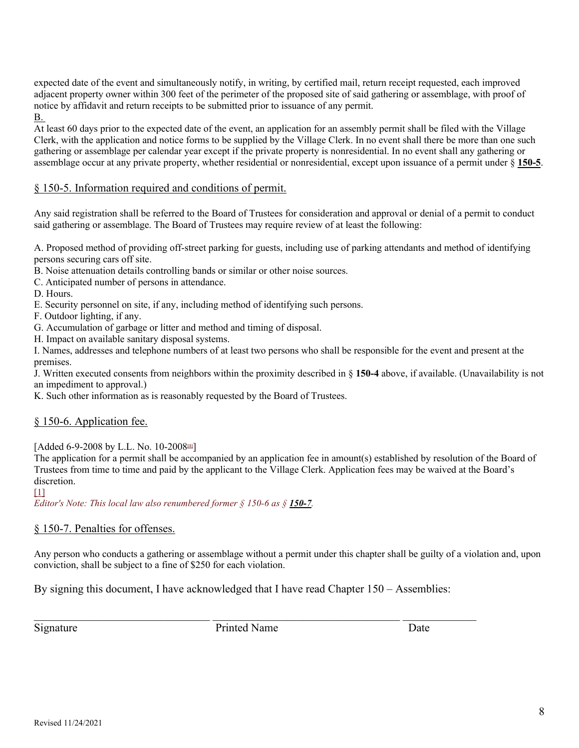expected date of the event and simultaneously notify, in writing, by certified mail, return receipt requested, each improved adjacent property owner within 300 feet of the perimeter of the proposed site of said gathering or assemblage, with proof of notice by affidavit and return receipts to be submitted prior to issuance of any permit.

B.

At least 60 days prior to the expected date of the event, an application for an assembly permit shall be filed with the Village Clerk, with the application and notice forms to be supplied by the Village Clerk. In no event shall there be more than one such gathering or assemblage per calendar year except if the private property is nonresidential. In no event shall any gathering or assemblage occur at any private property, whether residential or nonresidential, except upon issuance of a permit under § **150-5**.

## § 150-5. Information required and conditions of permit.

Any said registration shall be referred to the Board of Trustees for consideration and approval or denial of a permit to conduct said gathering or assemblage. The Board of Trustees may require review of at least the following:

A. Proposed method of providing off-street parking for guests, including use of parking attendants and method of identifying persons securing cars off site.
B. Noise attenuation details controlling bands or similar or other noise sources.
C. Anticipated number of persons in attendance.
D. Hours.
E. Security personnel on site, if any, including method of identifying such persons.
F. Outdoor lighting, if any.
G. Accumulation of garbage or litter and method and timing of disposal.
H. Impact on available sanitary disposal systems.
I. Names, addresses and telephone numbers of at least two persons who shall be responsible for the event and present at the premises.
J. Written executed consents from neighbors within the proximity described in § **150-4** above, if available. (Unavailability is not an impediment to approval.)
K. Such other information as is reasonably requested by the Board of Trustees.

## § 150-6. Application fee.

[Added 6-9-2008 by L.L. No. 10-2008[1]]
The application for a permit shall be accompanied by an application fee in amount(s) established by resolution of the Board of Trustees from time to time and paid by the applicant to the Village Clerk. Application fees may be waived at the Board's discretion.

[1]
*Editor's Note: This local law also renumbered former § 150-6 as § **150-7**.*

## § 150-7. Penalties for offenses.

Any person who conducts a gathering or assemblage without a permit under this chapter shall be guilty of a violation and, upon conviction, shall be subject to a fine of $250 for each violation.

By signing this document, I have acknowledged that I have read Chapter 150 – Assemblies:

| | | |
|---|---|---|
| ______________________________ | ______________________________ | ____________ |
| Signature | Printed Name | Date |

Revised 11/24/2021